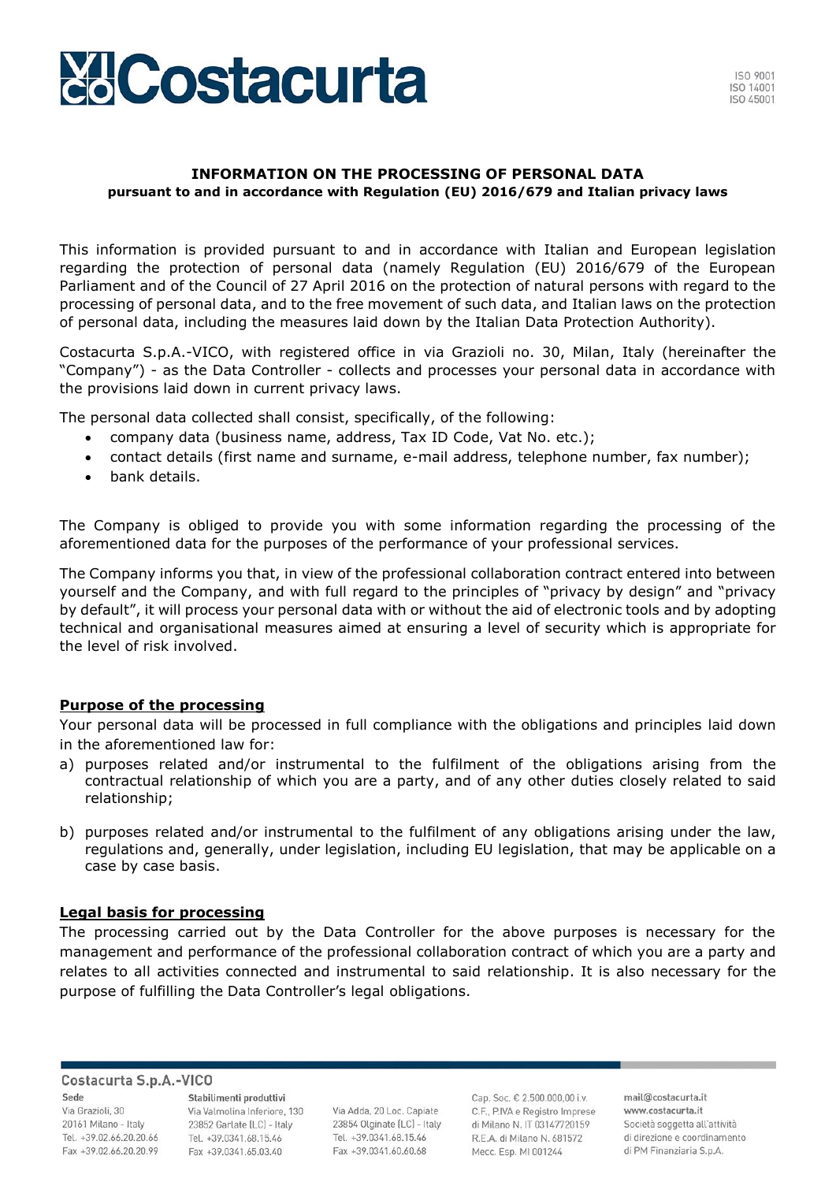# INFORMATION ON THE PROCESSING OF PERSONAL DATA

**pursuant to and in accordance with Regulation (EU) 2016/679 and Italian privacy laws**

This information is provided pursuant to and in accordance with Italian and European legislation regarding the protection of personal data (namely Regulation (EU) 2016/679 of the European Parliament and of the Council of 27 April 2016 on the protection of natural persons with regard to the processing of personal data, and to the free movement of such data, and Italian laws on the protection of personal data, including the measures laid down by the Italian Data Protection Authority).

Costacurta S.p.A.-VICO, with registered office in via Grazioli no. 30, Milan, Italy (hereinafter the "Company") - as the Data Controller - collects and processes your personal data in accordance with the provisions laid down in current privacy laws.

The personal data collected shall consist, specifically, of the following:

- company data (business name, address, Tax ID Code, Vat No. etc.);
- contact details (first name and surname, e-mail address, telephone number, fax number);
- bank details.

The Company is obliged to provide you with some information regarding the processing of the aforementioned data for the purposes of the performance of your professional services.

The Company informs you that, in view of the professional collaboration contract entered into between yourself and the Company, and with full regard to the principles of "privacy by design" and "privacy by default", it will process your personal data with or without the aid of electronic tools and by adopting technical and organisational measures aimed at ensuring a level of security which is appropriate for the level of risk involved.

## Purpose of the processing

Your personal data will be processed in full compliance with the obligations and principles laid down in the aforementioned law for:

a) purposes related and/or instrumental to the fulfilment of the obligations arising from the contractual relationship of which you are a party, and of any other duties closely related to said relationship;

b) purposes related and/or instrumental to the fulfilment of any obligations arising under the law, regulations and, generally, under legislation, including EU legislation, that may be applicable on a case by case basis.

## Legal basis for processing

The processing carried out by the Data Controller for the above purposes is necessary for the management and performance of the professional collaboration contract of which you are a party and relates to all activities connected and instrumental to said relationship. It is also necessary for the purpose of fulfilling the Data Controller's legal obligations.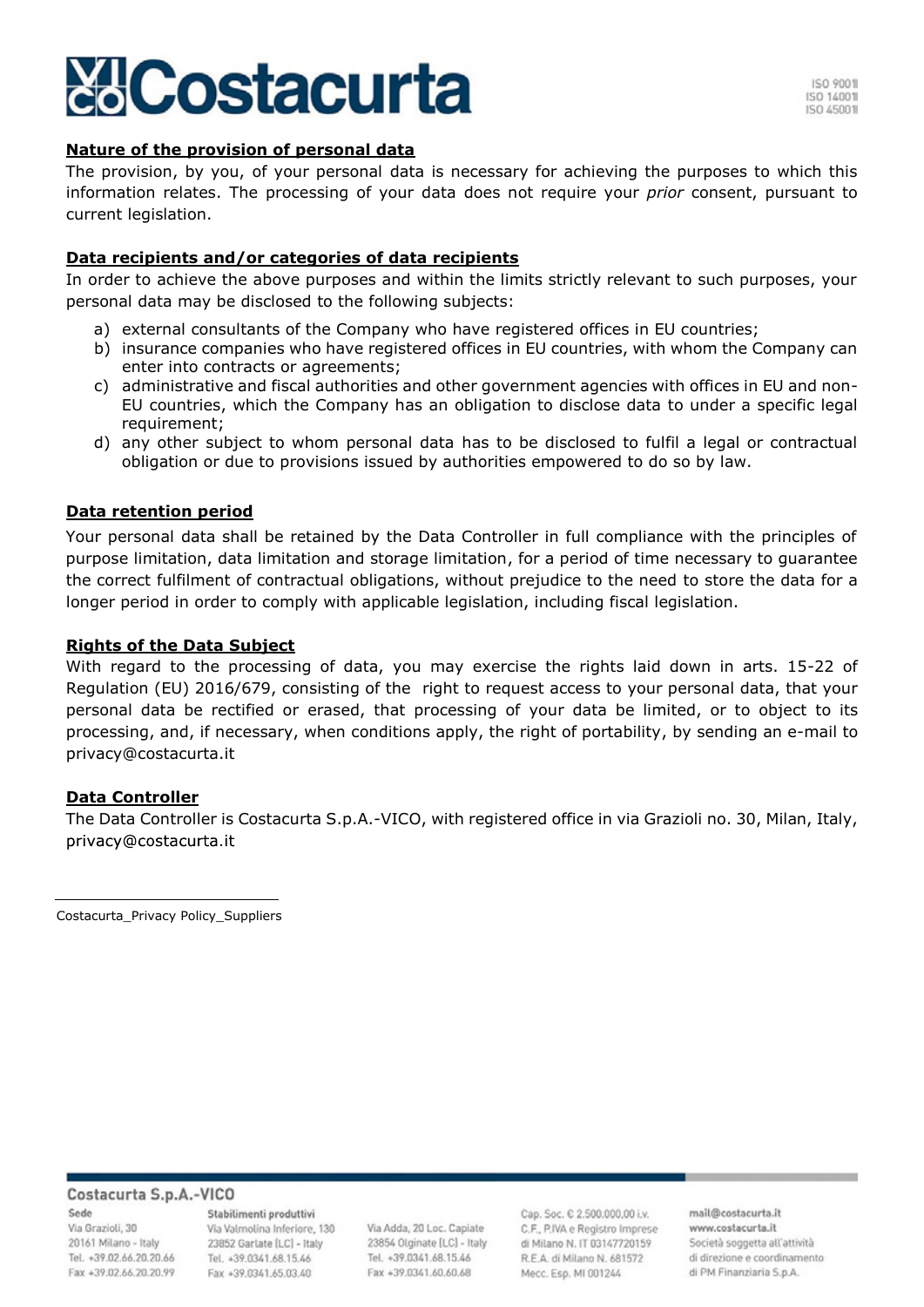## Nature of the provision of personal data

The provision, by you, of your personal data is necessary for achieving the purposes to which this information relates. The processing of your data does not require your *prior* consent, pursuant to current legislation.

## Data recipients and/or categories of data recipients

In order to achieve the above purposes and within the limits strictly relevant to such purposes, your personal data may be disclosed to the following subjects:

a) external consultants of the Company who have registered offices in EU countries;
b) insurance companies who have registered offices in EU countries, with whom the Company can enter into contracts or agreements;
c) administrative and fiscal authorities and other government agencies with offices in EU and non-EU countries, which the Company has an obligation to disclose data to under a specific legal requirement;
d) any other subject to whom personal data has to be disclosed to fulfil a legal or contractual obligation or due to provisions issued by authorities empowered to do so by law.

## Data retention period

Your personal data shall be retained by the Data Controller in full compliance with the principles of purpose limitation, data limitation and storage limitation, for a period of time necessary to guarantee the correct fulfilment of contractual obligations, without prejudice to the need to store the data for a longer period in order to comply with applicable legislation, including fiscal legislation.

## Rights of the Data Subject

With regard to the processing of data, you may exercise the rights laid down in arts. 15-22 of Regulation (EU) 2016/679, consisting of the right to request access to your personal data, that your personal data be rectified or erased, that processing of your data be limited, or to object to its processing, and, if necessary, when conditions apply, the right of portability, by sending an e-mail to privacy@costacurta.it

## Data Controller

The Data Controller is Costacurta S.p.A.-VICO, with registered office in via Grazioli no. 30, Milan, Italy, privacy@costacurta.it